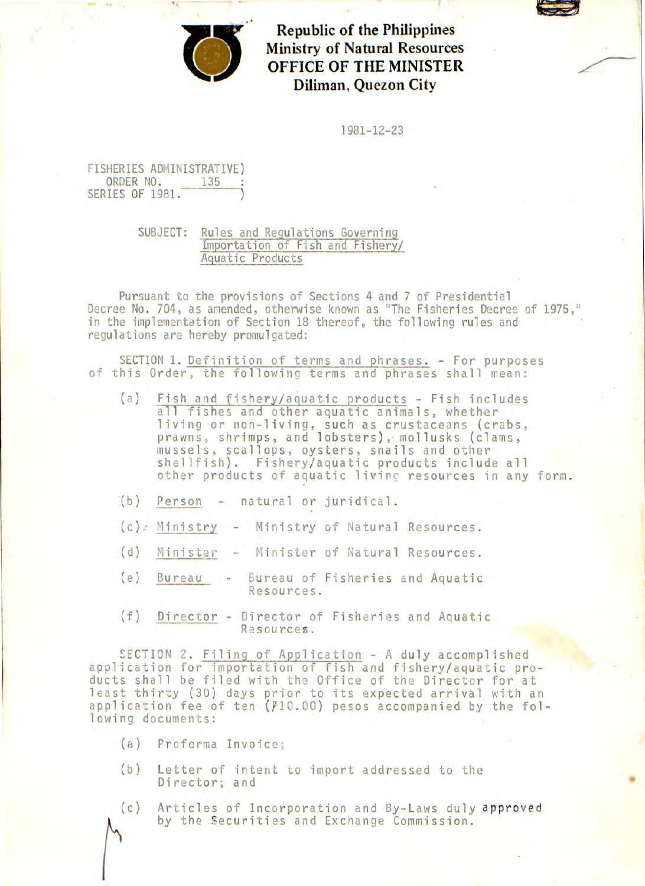**Republic of the Philippines**
**Ministry of Natural Resources**
**OFFICE OF THE MINISTER**
**Diliman, Quezon City**

1981-12-23

FISHERIES ADMINISTRATIVE)
ORDER NO. 135 :
SERIES OF 1981. )

SUBJECT: Rules and Regulations Governing Importation of Fish and Fishery/ Aquatic Products

Pursuant to the provisions of Sections 4 and 7 of Presidential Decree No. 704, as amended, otherwise known as "The Fisheries Decree of 1975," in the implementation of Section 18 thereof, the following rules and regulations are hereby promulgated:

SECTION 1. Definition of terms and phrases. - For purposes of this Order, the following terms and phrases shall mean:

(a) Fish and fishery/aquatic products - Fish includes all fishes and other aquatic animals, whether living or non-living, such as crustaceans (crabs, prawns, shrimps, and lobsters), mollusks (clams, mussels, scallops, oysters, snails and other shellfish). Fishery/aquatic products include all other products of aquatic living resources in any form.

(b) Person - natural or juridical.

(c) Ministry - Ministry of Natural Resources.

(d) Minister - Minister of Natural Resources.

(e) Bureau - Bureau of Fisheries and Aquatic Resources.

(f) Director - Director of Fisheries and Aquatic Resources.

SECTION 2. Filing of Application - A duly accomplished application for importation of fish and fishery/aquatic products shall be filed with the Office of the Director for at least thirty (30) days prior to its expected arrival with an application fee of ten (₱10.00) pesos accompanied by the following documents:

(a) Proforma Invoice;

(b) Letter of intent to import addressed to the Director; and

(c) Articles of Incorporation and By-Laws duly approved by the Securities and Exchange Commission.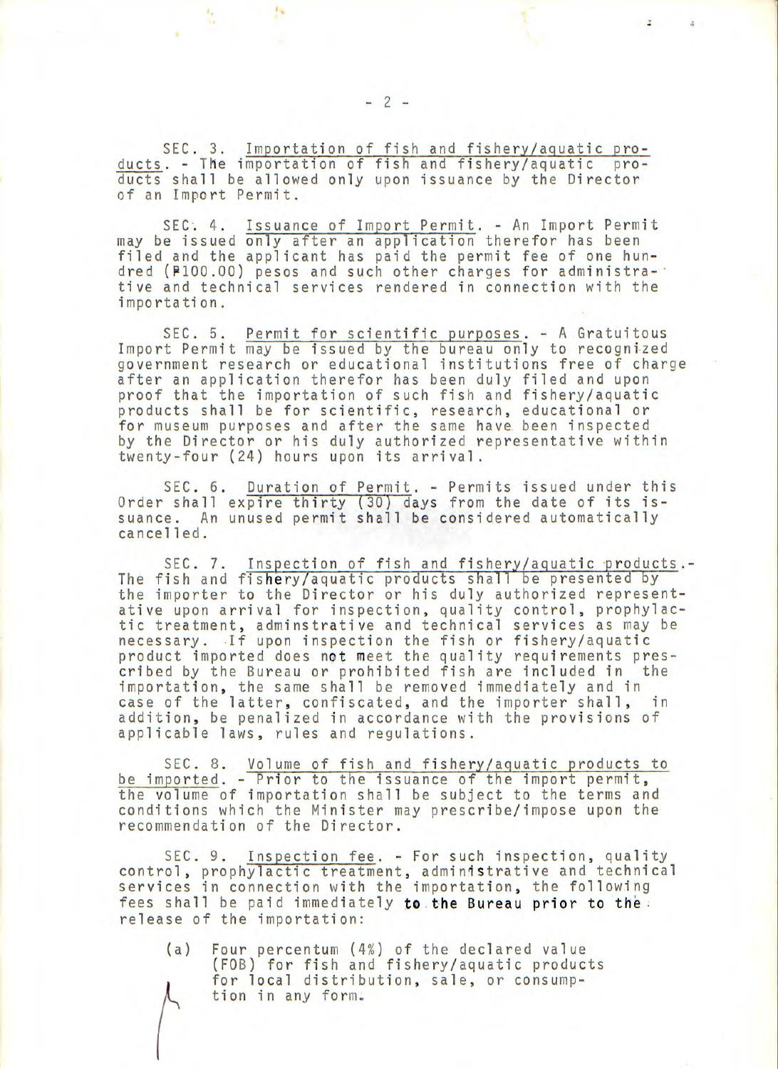SEC. 3. Importation of fish and fishery/aquatic products. - The importation of fish and fishery/aquatic products shall be allowed only upon issuance by the Director of an Import Permit.

SEC. 4. Issuance of Import Permit. - An Import Permit may be issued only after an application therefor has been filed and the applicant has paid the permit fee of one hundred (₱100.00) pesos and such other charges for administrative and technical services rendered in connection with the importation.

SEC. 5. Permit for scientific purposes. - A Gratuitous Import Permit may be issued by the bureau only to recognized government research or educational institutions free of charge after an application therefor has been duly filed and upon proof that the importation of such fish and fishery/aquatic products shall be for scientific, research, educational or for museum purposes and after the same have been inspected by the Director or his duly authorized representative within twenty-four (24) hours upon its arrival.

SEC. 6. Duration of Permit. - Permits issued under this Order shall expire thirty (30) days from the date of its issuance. An unused permit shall be considered automatically cancelled.

SEC. 7. Inspection of fish and fishery/aquatic products.- The fish and fishery/aquatic products shall be presented by the importer to the Director or his duly authorized representative upon arrival for inspection, quality control, prophylactic treatment, adminstrative and technical services as may be necessary. If upon inspection the fish or fishery/aquatic product imported does not meet the quality requirements prescribed by the Bureau or prohibited fish are included in the importation, the same shall be removed immediately and in case of the latter, confiscated, and the importer shall, in addition, be penalized in accordance with the provisions of applicable laws, rules and regulations.

SEC. 8. Volume of fish and fishery/aquatic products to be imported. - Prior to the issuance of the import permit, the volume of importation shall be subject to the terms and conditions which the Minister may prescribe/impose upon the recommendation of the Director.

SEC. 9. Inspection fee. - For such inspection, quality control, prophylactic treatment, administrative and technical services in connection with the importation, the following fees shall be paid immediately to the Bureau prior to the release of the importation:

(a) Four percentum (4%) of the declared value (FOB) for fish and fishery/aquatic products for local distribution, sale, or consumption in any form.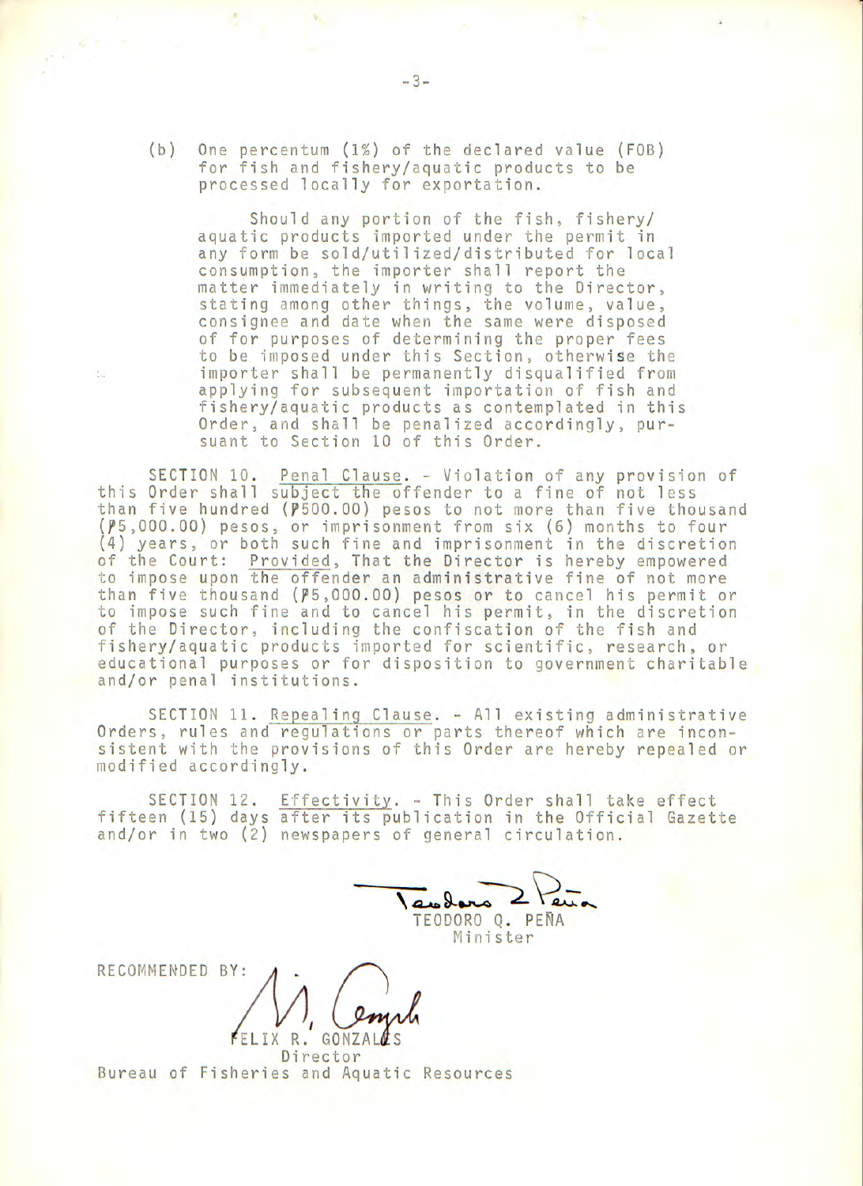(b) One percentum (1%) of the declared value (FOB) for fish and fishery/aquatic products to be processed locally for exportation.

Should any portion of the fish, fishery/aquatic products imported under the permit in any form be sold/utilized/distributed for local consumption, the importer shall report the matter immediately in writing to the Director, stating among other things, the volume, value, consignee and date when the same were disposed of for purposes of determining the proper fees to be imposed under this Section, otherwise the importer shall be permanently disqualified from applying for subsequent importation of fish and fishery/aquatic products as contemplated in this Order, and shall be penalized accordingly, pursuant to Section 10 of this Order.

SECTION 10. Penal Clause. - Violation of any provision of this Order shall subject the offender to a fine of not less than five hundred (₱500.00) pesos to not more than five thousand (₱5,000.00) pesos, or imprisonment from six (6) months to four (4) years, or both such fine and imprisonment in the discretion of the Court: Provided, That the Director is hereby empowered to impose upon the offender an administrative fine of not more than five thousand (₱5,000.00) pesos or to cancel his permit or to impose such fine and to cancel his permit, in the discretion of the Director, including the confiscation of the fish and fishery/aquatic products imported for scientific, research, or educational purposes or for disposition to government charitable and/or penal institutions.

SECTION 11. Repealing Clause. - All existing administrative Orders, rules and regulations or parts thereof which are inconsistent with the provisions of this Order are hereby repealed or modified accordingly.

SECTION 12. Effectivity. - This Order shall take effect fifteen (15) days after its publication in the Official Gazette and/or in two (2) newspapers of general circulation.

TEODORO Q. PEÑA
Minister

RECOMMENDED BY:

FELIX R. GONZALES
Director
Bureau of Fisheries and Aquatic Resources